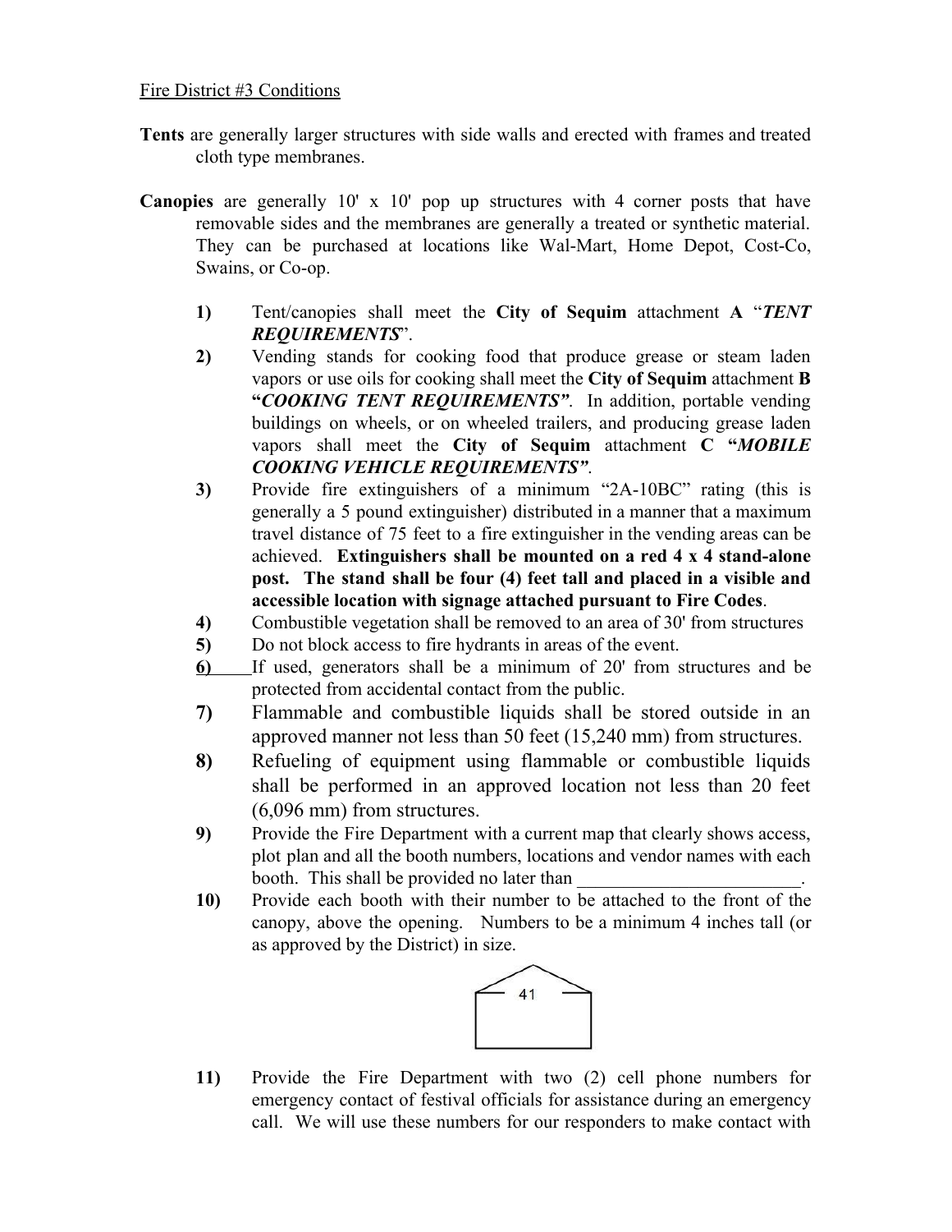Fire District #3 Conditions

**Tents** are generally larger structures with side walls and erected with frames and treated cloth type membranes.

**Canopies** are generally 10' x 10' pop up structures with 4 corner posts that have removable sides and the membranes are generally a treated or synthetic material. They can be purchased at locations like Wal-Mart, Home Depot, Cost-Co, Swains, or Co-op.

1) Tent/canopies shall meet the **City of Sequim** attachment **A** "***TENT REQUIREMENTS***".
2) Vending stands for cooking food that produce grease or steam laden vapors or use oils for cooking shall meet the **City of Sequim** attachment **B "*COOKING TENT REQUIREMENTS*"**. In addition, portable vending buildings on wheels, or on wheeled trailers, and producing grease laden vapors shall meet the **City of Sequim** attachment **C "*MOBILE COOKING VEHICLE REQUIREMENTS*"**.
3) Provide fire extinguishers of a minimum "2A-10BC" rating (this is generally a 5 pound extinguisher) distributed in a manner that a maximum travel distance of 75 feet to a fire extinguisher in the vending areas can be achieved. **Extinguishers shall be mounted on a red 4 x 4 stand-alone post. The stand shall be four (4) feet tall and placed in a visible and accessible location with signage attached pursuant to Fire Codes**.
4) Combustible vegetation shall be removed to an area of 30' from structures
5) Do not block access to fire hydrants in areas of the event.
6) If used, generators shall be a minimum of 20' from structures and be protected from accidental contact from the public.
7) Flammable and combustible liquids shall be stored outside in an approved manner not less than 50 feet (15,240 mm) from structures.
8) Refueling of equipment using flammable or combustible liquids shall be performed in an approved location not less than 20 feet (6,096 mm) from structures.
9) Provide the Fire Department with a current map that clearly shows access, plot plan and all the booth numbers, locations and vendor names with each booth. This shall be provided no later than \_\_\_\_\_\_\_\_\_\_\_\_\_\_\_\_\_\_\_\_\_\_\_\_.
10) Provide each booth with their number to be attached to the front of the canopy, above the opening. Numbers to be a minimum 4 inches tall (or as approved by the District) in size.

41

11) Provide the Fire Department with two (2) cell phone numbers for emergency contact of festival officials for assistance during an emergency call. We will use these numbers for our responders to make contact with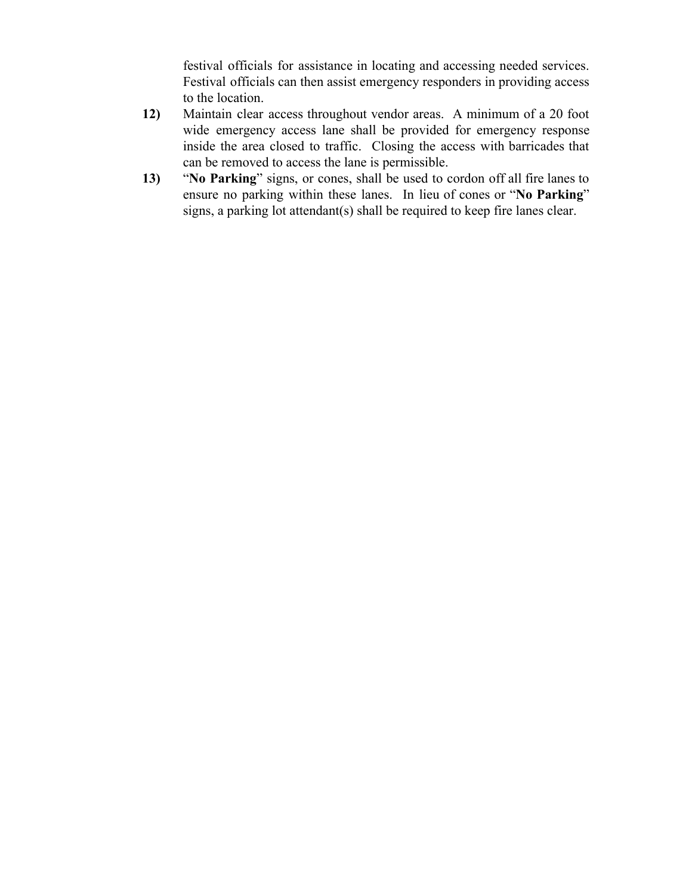festival officials for assistance in locating and accessing needed services. Festival officials can then assist emergency responders in providing access to the location.

**12)** Maintain clear access throughout vendor areas. A minimum of a 20 foot wide emergency access lane shall be provided for emergency response inside the area closed to traffic. Closing the access with barricades that can be removed to access the lane is permissible.

**13)** "**No Parking**" signs, or cones, shall be used to cordon off all fire lanes to ensure no parking within these lanes. In lieu of cones or "**No Parking**" signs, a parking lot attendant(s) shall be required to keep fire lanes clear.